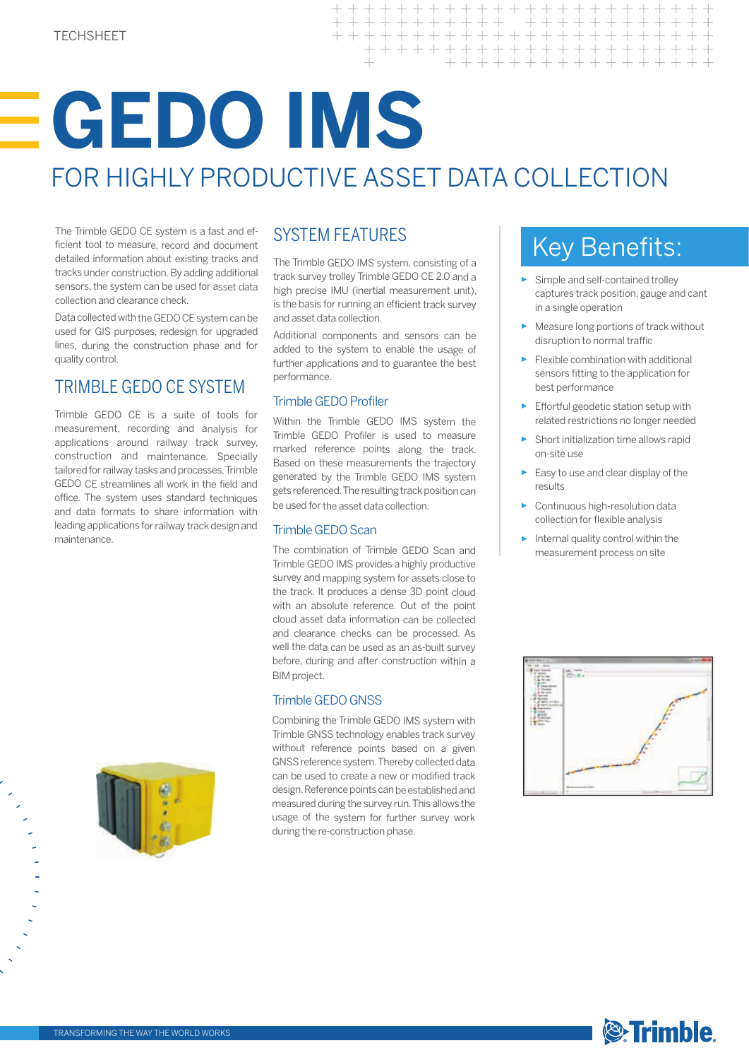TECHSHEET

# GEDO IMS

## FOR HIGHLY PRODUCTIVE ASSET DATA COLLECTION

The Trimble GEDO CE system is a fast and efficient tool to measure, record and document detailed information about existing tracks and tracks under construction. By adding additional sensors, the system can be used for asset data collection and clearance check.

Data collected with the GEDO CE system can be used for GIS purposes, redesign for upgraded lines, during the construction phase and for quality control.

## TRIMBLE GEDO CE SYSTEM

Trimble GEDO CE is a suite of tools for measurement, recording and analysis for applications around railway track survey, construction and maintenance. Specially tailored for railway tasks and processes, Trimble GEDO CE streamlines all work in the field and office. The system uses standard techniques and data formats to share information with leading applications for railway track design and maintenance.

## SYSTEM FEATURES

The Trimble GEDO IMS system, consisting of a track survey trolley Trimble GEDO CE 2.0 and a high precise IMU (inertial measurement unit), is the basis for running an efficient track survey and asset data collection.

Additional components and sensors can be added to the system to enable the usage of further applications and to guarantee the best performance.

### Trimble GEDO Profiler

Within the Trimble GEDO IMS system the Trimble GEDO Profiler is used to measure marked reference points along the track. Based on these measurements the trajectory generated by the Trimble GEDO IMS system gets referenced. The resulting track position can be used for the asset data collection.

### Trimble GEDO Scan

The combination of Trimble GEDO Scan and Trimble GEDO IMS provides a highly productive survey and mapping system for assets close to the track. It produces a dense 3D point cloud with an absolute reference. Out of the point cloud asset data information can be collected and clearance checks can be processed. As well the data can be used as an as-built survey before, during and after construction within a BIM project.

### Trimble GEDO GNSS

Combining the Trimble GEDO IMS system with Trimble GNSS technology enables track survey without reference points based on a given GNSS reference system. Thereby collected data can be used to create a new or modified track design. Reference points can be established and measured during the survey run. This allows the usage of the system for further survey work during the re-construction phase.

## Key Benefits:

- Simple and self-contained trolley captures track position, gauge and cant in a single operation
- Measure long portions of track without disruption to normal traffic
- Flexible combination with additional sensors fitting to the application for best performance
- Effortful geodetic station setup with related restrictions no longer needed
- Short initialization time allows rapid on-site use
- Easy to use and clear display of the results
- Continuous high-resolution data collection for flexible analysis
- Internal quality control within the measurement process on site

TRANSFORMING THE WAY THE WORLD WORKS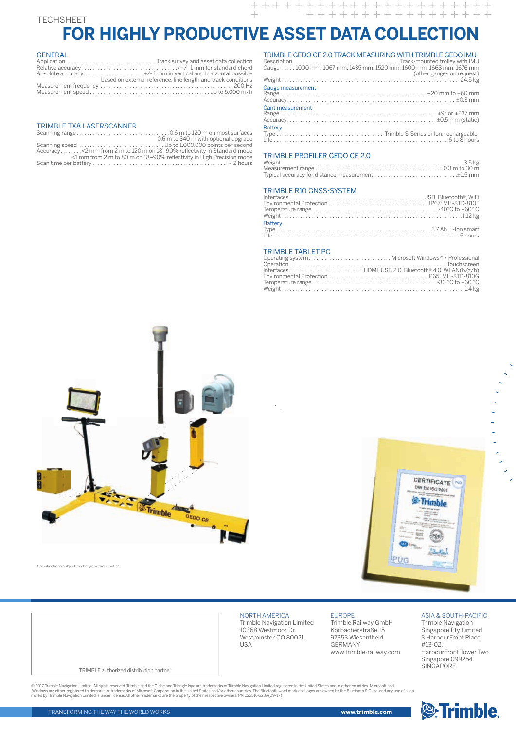TECHSHEET

# FOR HIGHLY PRODUCTIVE ASSET DATA COLLECTION

## GENERAL

| | |
|---|---|
| Application | Track survey and asset data collection |
| Relative accuracy | <+/- 1 mm for standard chord |
| Absolute accuracy | +/- 1 mm in vertical and horizontal possible based on external reference, line length and track conditions |
| Measurement frequency | 200 Hz |
| Measurement speed | up to 5,000 m/h |

## TRIMBLE TX8 LASERSCANNER

| | |
|---|---|
| Scanning range | 0.6 m to 120 m on most surfaces<br>0.6 m to 340 m with optional upgrade |
| Scanning speed | Up to 1,000,000 points per second |
| Accuracy | <2 mm from 2 m to 120 m on 18–90% reflectivity in Standard mode<br><1 mm from 2 m to 80 m on 18–90% reflectivity in High Precision mode |
| Scan time per battery | ~ 2 hours |

## TRIMBLE GEDO CE 2.0 TRACK MEASURING WITH TRIMBLE GEDO IMU

| | |
|---|---|
| Description | Track-mounted trolley with IMU |
| Gauge | 1000 mm, 1067 mm, 1435 mm, 1520 mm, 1600 mm, 1668 mm, 1676 mm (other gauges on request) |
| Weight | 24.5 kg |

### Gauge measurement

| | |
|---|---|
| Range | −20 mm to +60 mm |
| Accuracy | ±0.3 mm |

### Cant measurement

| | |
|---|---|
| Range | ±9° or ±237 mm |
| Accuracy | ±0.5 mm (static) |

### Battery

| | |
|---|---|
| Type | Trimble S-Series Li-Ion, rechargeable |
| Life | 6 to 8 hours |

## TRIMBLE PROFILER GEDO CE 2.0

| | |
|---|---|
| Weight | 3.5 kg |
| Measurement range | 0.3 m to 30 m |
| Typical accuracy for distance measurement | ±1.5 mm |

## TRIMBLE R10 GNSS-SYSTEM

| | |
|---|---|
| Interfaces | USB, Bluetooth®, WiFi |
| Environmental Protection | IP67; MIL-STD-810F |
| Temperature range | -40°C to +60° C |
| Weight | 1.12 kg |

### Battery

| | |
|---|---|
| Type | 3.7 Ah Li-Ion smart |
| Life | 5 hours |

## TRIMBLE TABLET PC

| | |
|---|---|
| Operating system | Microsoft Windows® 7 Professional |
| Operation | Touchscreen |
| Interfaces | HDMI, USB 2.0, Bluetooth® 4.0, WLAN(b/g/h) |
| Environmental Protection | IP65; MIL-STD-810G |
| Temperature range | -30 °C to +60 °C |
| Weight | 1.4 kg |

Specifications subject to change without notice.

TRIMBLE authorized distribution partner

**NORTH AMERICA**
Trimble Navigation Limited
10368 Westmoor Dr
Westminster CO 80021
USA

**EUROPE**
Trimble Railway GmbH
Korbacherstraße 15
97353 Wiesentheid
GERMANY
www.trimble-railway.com

**ASIA & SOUTH-PACIFIC**
Trimble Navigation
Singapore Pty Limited
3 HarbourFront Place
#13-02,
HarbourFront Tower Two
Singapore 099254
SINGAPORE

© 2017, Trimble Navigation Limited. All rights reserved. Trimble and the Globe and Triangle logo are trademarks of Trimble Navigation Limited registered in the United States and in other countries. Microsoft and Windows are either registered trademarks or trademarks of Microsoft Corporation in the United States and/or other countries. The Bluetooth word mark and logos are owned by the Bluetooth SIG, Inc. and any use of such marks by Trimble Navigation Limited is under license. All other trademarks are the property of their respective owners. PN 022516-323A(09/17)

TRANSFORMING THE WAY THE WORLD WORKS

www.trimble.com